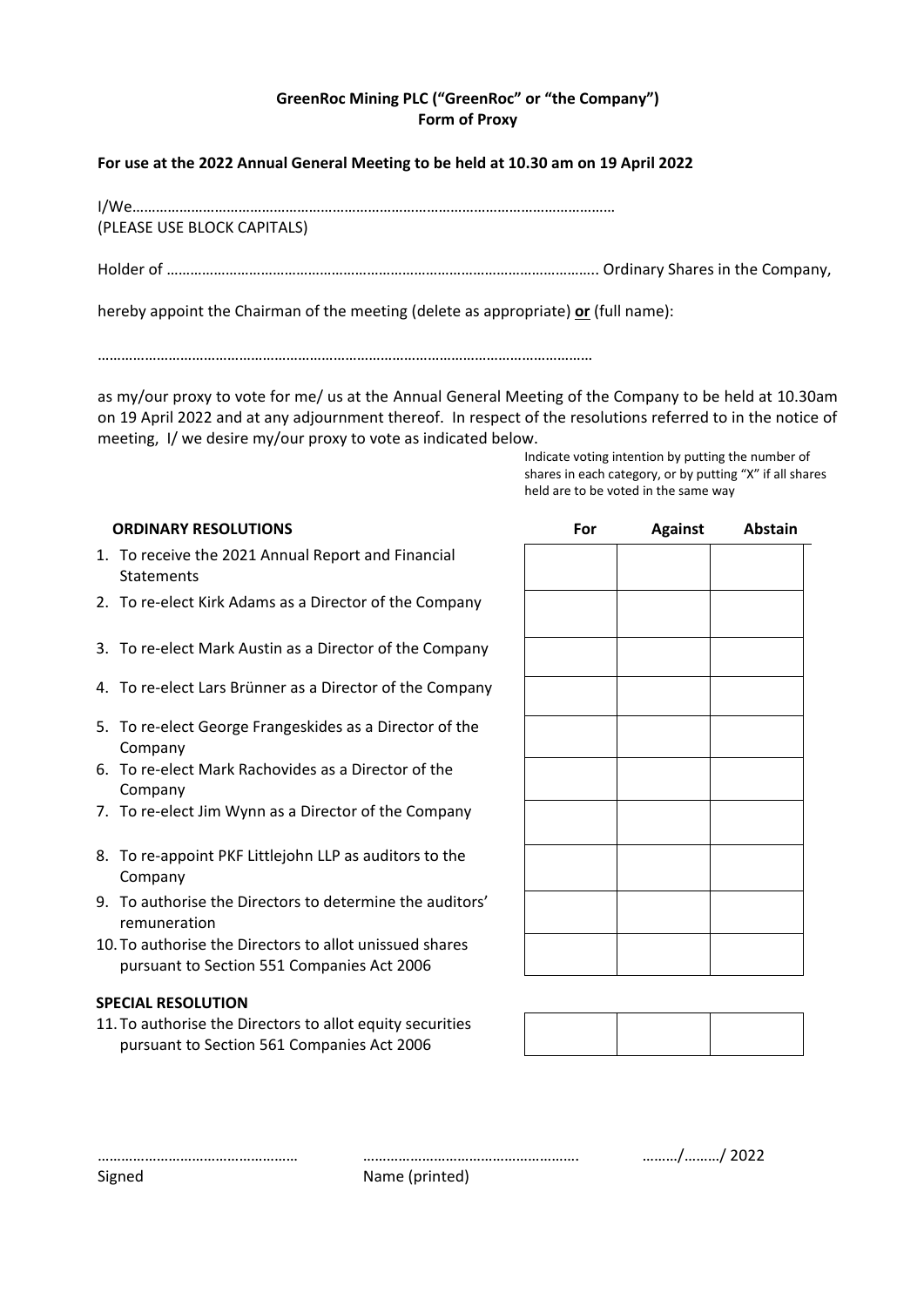**GreenRoc Mining PLC ("GreenRoc" or "the Company")**
**Form of Proxy**

**For use at the 2022 Annual General Meeting to be held at 10.30 am on 19 April 2022**

I/We……………………………………………………………………………………………………………
(PLEASE USE BLOCK CAPITALS)

Holder of ……………………………………………………………………………………………….. Ordinary Shares in the Company,

hereby appoint the Chairman of the meeting (delete as appropriate) **or** (full name):

……………………………………………………………………………………………………………

as my/our proxy to vote for me/ us at the Annual General Meeting of the Company to be held at 10.30am on 19 April 2022 and at any adjournment thereof. In respect of the resolutions referred to in the notice of meeting, I/ we desire my/our proxy to vote as indicated below.

Indicate voting intention by putting the number of shares in each category, or by putting "X" if all shares held are to be voted in the same way

| ORDINARY RESOLUTIONS | For | Against | Abstain |
|---|---|---|---|
| 1. To receive the 2021 Annual Report and Financial Statements | | | |
| 2. To re-elect Kirk Adams as a Director of the Company | | | |
| 3. To re-elect Mark Austin as a Director of the Company | | | |
| 4. To re-elect Lars Brünner as a Director of the Company | | | |
| 5. To re-elect George Frangeskides as a Director of the Company | | | |
| 6. To re-elect Mark Rachovides as a Director of the Company | | | |
| 7. To re-elect Jim Wynn as a Director of the Company | | | |
| 8. To re-appoint PKF Littlejohn LLP as auditors to the Company | | | |
| 9. To authorise the Directors to determine the auditors' remuneration | | | |
| 10. To authorise the Directors to allot unissued shares pursuant to Section 551 Companies Act 2006 | | | |
| **SPECIAL RESOLUTION** | | | |
| 11. To authorise the Directors to allot equity securities pursuant to Section 561 Companies Act 2006 | | | |

…………………………………………… Signed

………………………………………………. Name (printed)

………/………/ 2022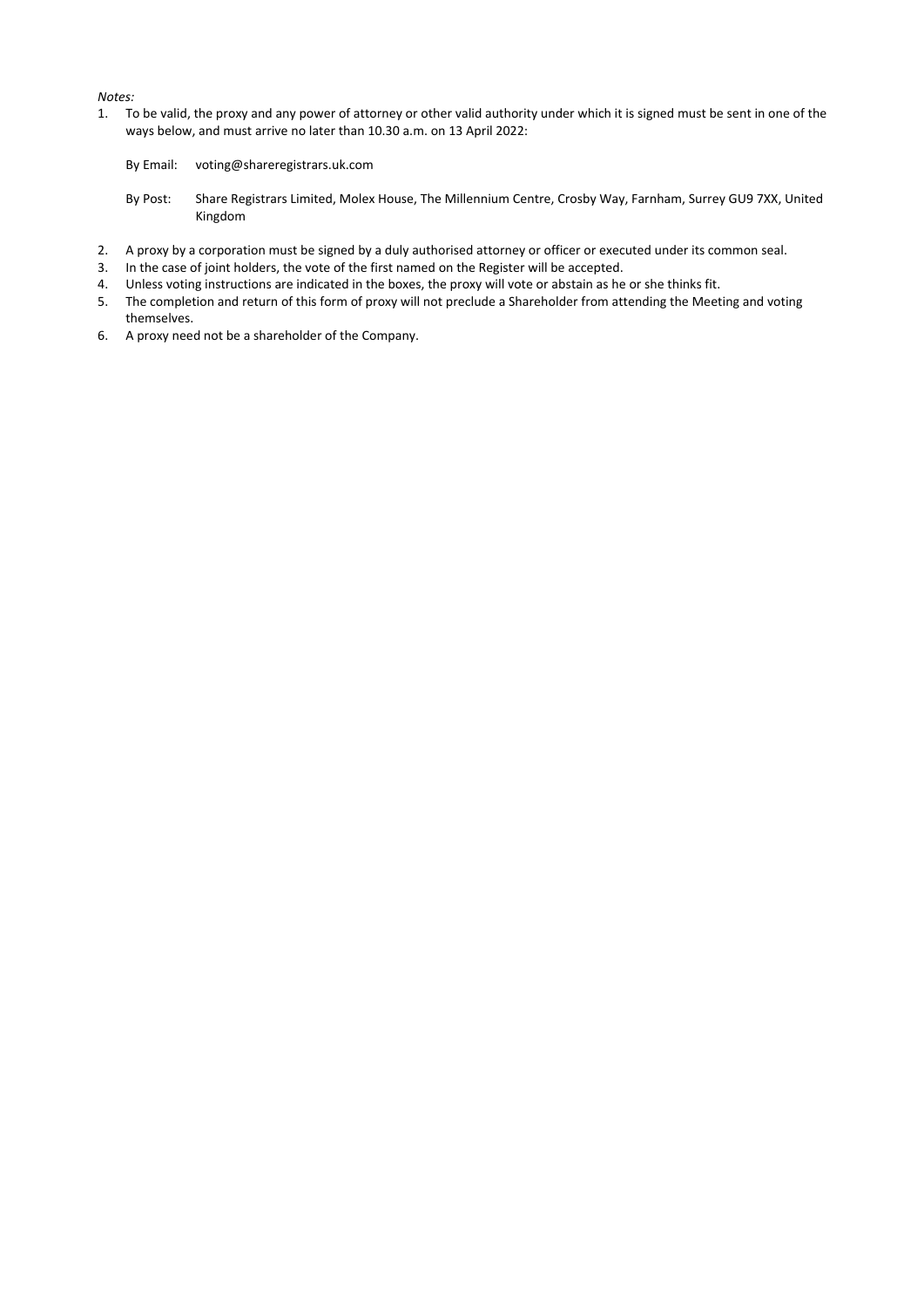*Notes:*

1. To be valid, the proxy and any power of attorney or other valid authority under which it is signed must be sent in one of the ways below, and must arrive no later than 10.30 a.m. on 13 April 2022:

   By Email: voting@shareregistrars.uk.com

   By Post: Share Registrars Limited, Molex House, The Millennium Centre, Crosby Way, Farnham, Surrey GU9 7XX, United Kingdom

2. A proxy by a corporation must be signed by a duly authorised attorney or officer or executed under its common seal.
3. In the case of joint holders, the vote of the first named on the Register will be accepted.
4. Unless voting instructions are indicated in the boxes, the proxy will vote or abstain as he or she thinks fit.
5. The completion and return of this form of proxy will not preclude a Shareholder from attending the Meeting and voting themselves.
6. A proxy need not be a shareholder of the Company.